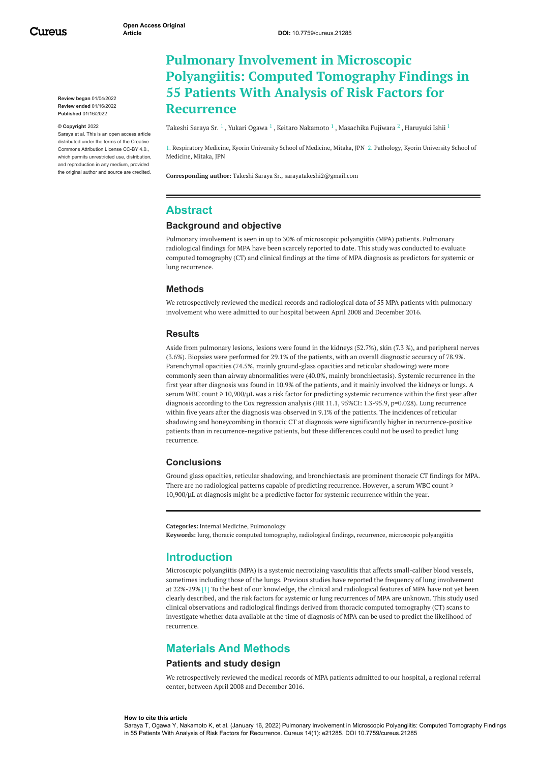Open Access Original Article

DOI: 10.7759/cureus.21285

Review began 01/04/2022
Review ended 01/16/2022
Published 01/16/2022

© Copyright 2022
Saraya et al. This is an open access article distributed under the terms of the Creative Commons Attribution License CC-BY 4.0., which permits unrestricted use, distribution, and reproduction in any medium, provided the original author and source are credited.

# Pulmonary Involvement in Microscopic Polyangiitis: Computed Tomography Findings in 55 Patients With Analysis of Risk Factors for Recurrence

Takeshi Saraya Sr. [1] , Yukari Ogawa [1] , Keitaro Nakamoto [1] , Masachika Fujiwara [2] , Haruyuki Ishii [1]

1. Respiratory Medicine, Kyorin University School of Medicine, Mitaka, JPN 2. Pathology, Kyorin University School of Medicine, Mitaka, JPN

**Corresponding author:** Takeshi Saraya Sr., sarayatakeshi2@gmail.com

## Abstract

### Background and objective

Pulmonary involvement is seen in up to 30% of microscopic polyangiitis (MPA) patients. Pulmonary radiological findings for MPA have been scarcely reported to date. This study was conducted to evaluate computed tomography (CT) and clinical findings at the time of MPA diagnosis as predictors for systemic or lung recurrence.

### Methods

We retrospectively reviewed the medical records and radiological data of 55 MPA patients with pulmonary involvement who were admitted to our hospital between April 2008 and December 2016.

### Results

Aside from pulmonary lesions, lesions were found in the kidneys (52.7%), skin (7.3 %), and peripheral nerves (3.6%). Biopsies were performed for 29.1% of the patients, with an overall diagnostic accuracy of 78.9%. Parenchymal opacities (74.5%, mainly ground-glass opacities and reticular shadowing) were more commonly seen than airway abnormalities were (40.0%, mainly bronchiectasis). Systemic recurrence in the first year after diagnosis was found in 10.9% of the patients, and it mainly involved the kidneys or lungs. A serum WBC count ⩾ 10,900/μL was a risk factor for predicting systemic recurrence within the first year after diagnosis according to the Cox regression analysis (HR 11.1, 95%CI: 1.3-95.9, p=0.028). Lung recurrence within five years after the diagnosis was observed in 9.1% of the patients. The incidences of reticular shadowing and honeycombing in thoracic CT at diagnosis were significantly higher in recurrence-positive patients than in recurrence-negative patients, but these differences could not be used to predict lung recurrence.

### Conclusions

Ground glass opacities, reticular shadowing, and bronchiectasis are prominent thoracic CT findings for MPA. There are no radiological patterns capable of predicting recurrence. However, a serum WBC count ⩾ 10,900/μL at diagnosis might be a predictive factor for systemic recurrence within the year.

**Categories:** Internal Medicine, Pulmonology
**Keywords:** lung, thoracic computed tomography, radiological findings, recurrence, microscopic polyangiitis

## Introduction

Microscopic polyangiitis (MPA) is a systemic necrotizing vasculitis that affects small-caliber blood vessels, sometimes including those of the lungs. Previous studies have reported the frequency of lung involvement at 22%-29% [1] To the best of our knowledge, the clinical and radiological features of MPA have not yet been clearly described, and the risk factors for systemic or lung recurrences of MPA are unknown. This study used clinical observations and radiological findings derived from thoracic computed tomography (CT) scans to investigate whether data available at the time of diagnosis of MPA can be used to predict the likelihood of recurrence.

## Materials And Methods

### Patients and study design

We retrospectively reviewed the medical records of MPA patients admitted to our hospital, a regional referral center, between April 2008 and December 2016.

**How to cite this article**
Saraya T, Ogawa Y, Nakamoto K, et al. (January 16, 2022) Pulmonary Involvement in Microscopic Polyangiitis: Computed Tomography Findings in 55 Patients With Analysis of Risk Factors for Recurrence. Cureus 14(1): e21285. DOI 10.7759/cureus.21285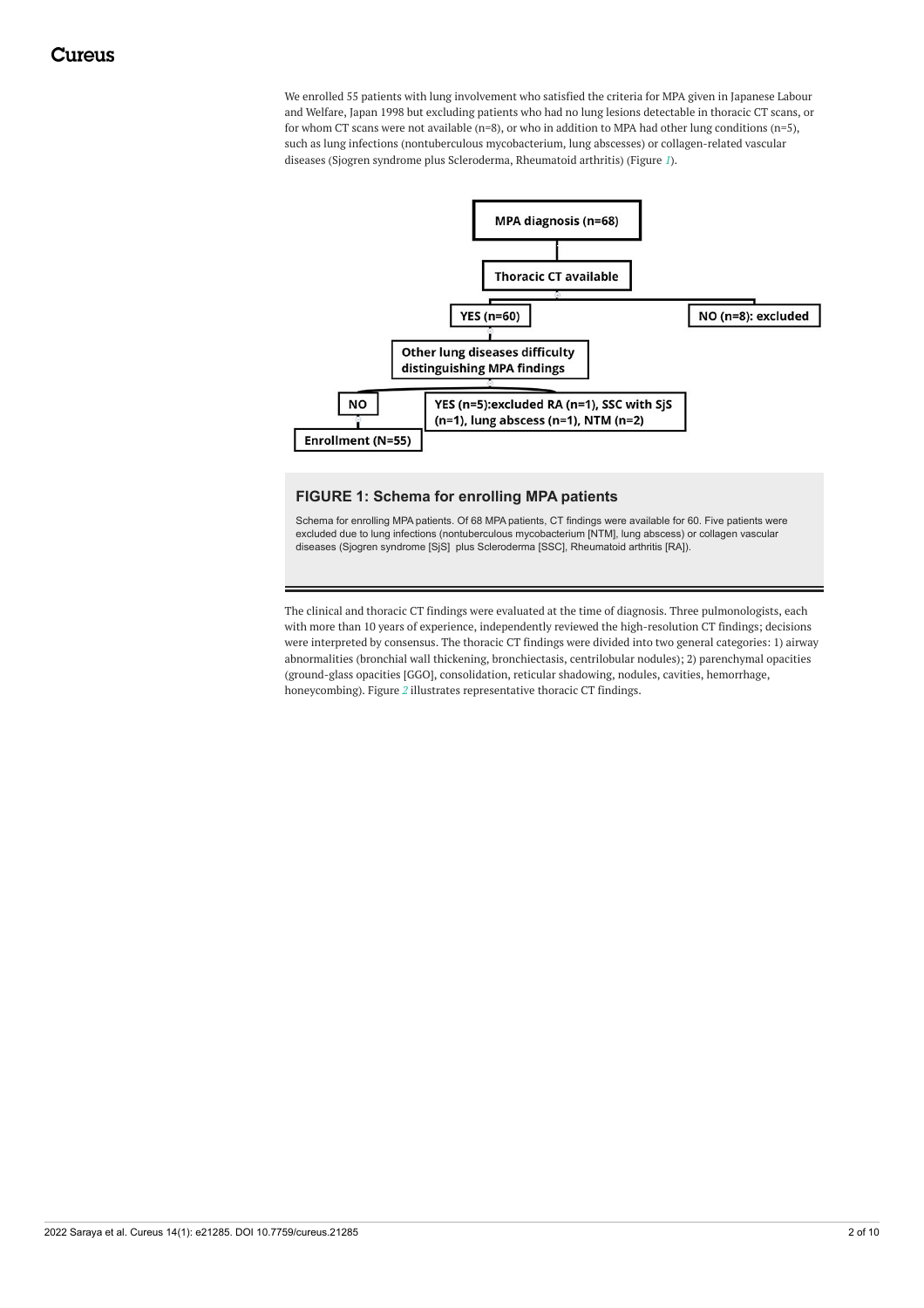We enrolled 55 patients with lung involvement who satisfied the criteria for MPA given in Japanese Labour and Welfare, Japan 1998 but excluding patients who had no lung lesions detectable in thoracic CT scans, or for whom CT scans were not available (n=8), or who in addition to MPA had other lung conditions (n=5), such as lung infections (nontuberculous mycobacterium, lung abscesses) or collagen-related vascular diseases (Sjogren syndrome plus Scleroderma, Rheumatoid arthritis) (Figure 1).

**FIGURE 1: Schema for enrolling MPA patients**

Schema for enrolling MPA patients. Of 68 MPA patients, CT findings were available for 60. Five patients were excluded due to lung infections (nontuberculous mycobacterium [NTM], lung abscess) or collagen vascular diseases (Sjogren syndrome [SjS] plus Scleroderma [SSC], Rheumatoid arthritis [RA]).

The clinical and thoracic CT findings were evaluated at the time of diagnosis. Three pulmonologists, each with more than 10 years of experience, independently reviewed the high-resolution CT findings; decisions were interpreted by consensus. The thoracic CT findings were divided into two general categories: 1) airway abnormalities (bronchial wall thickening, bronchiectasis, centrilobular nodules); 2) parenchymal opacities (ground-glass opacities [GGO], consolidation, reticular shadowing, nodules, cavities, hemorrhage, honeycombing). Figure 2 illustrates representative thoracic CT findings.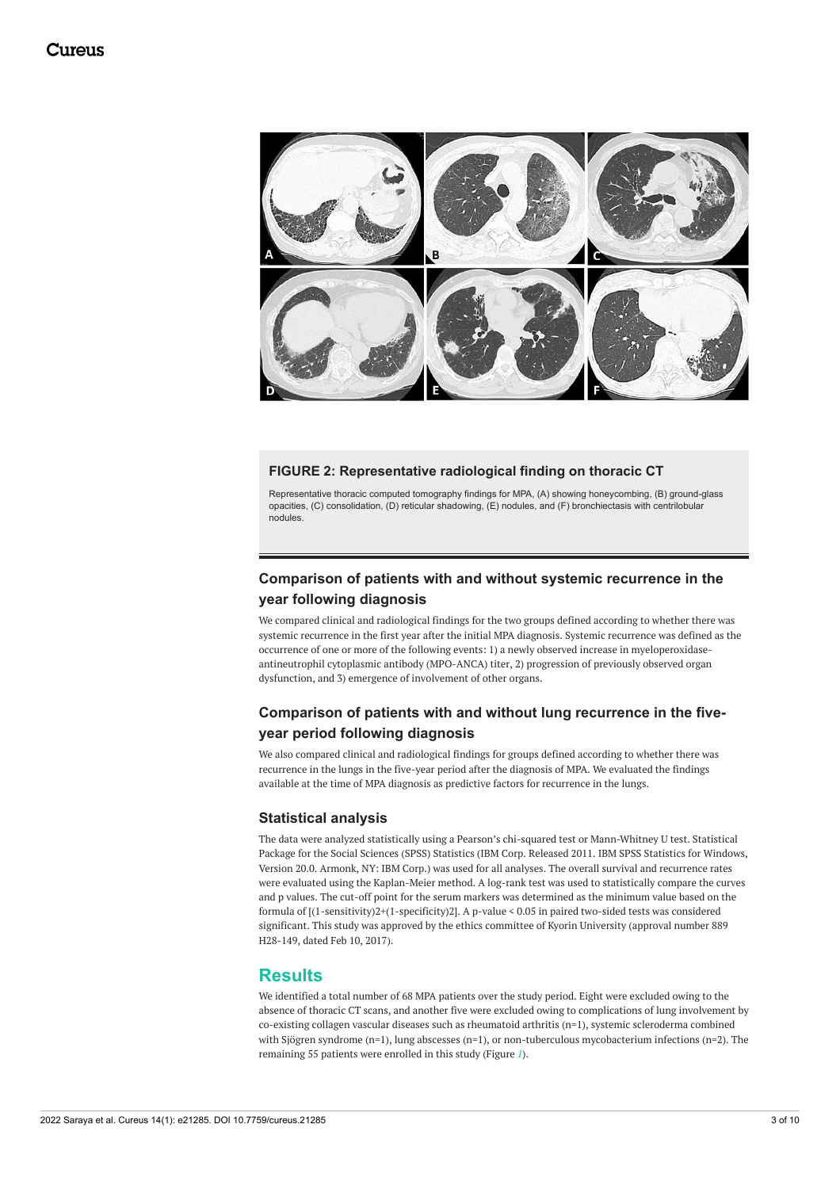**FIGURE 2: Representative radiological finding on thoracic CT**

Representative thoracic computed tomography findings for MPA, (A) showing honeycombing, (B) ground-glass opacities, (C) consolidation, (D) reticular shadowing, (E) nodules, and (F) bronchiectasis with centrilobular nodules.

### Comparison of patients with and without systemic recurrence in the year following diagnosis

We compared clinical and radiological findings for the two groups defined according to whether there was systemic recurrence in the first year after the initial MPA diagnosis. Systemic recurrence was defined as the occurrence of one or more of the following events: 1) a newly observed increase in myeloperoxidase-antineutrophil cytoplasmic antibody (MPO-ANCA) titer, 2) progression of previously observed organ dysfunction, and 3) emergence of involvement of other organs.

### Comparison of patients with and without lung recurrence in the five-year period following diagnosis

We also compared clinical and radiological findings for groups defined according to whether there was recurrence in the lungs in the five-year period after the diagnosis of MPA. We evaluated the findings available at the time of MPA diagnosis as predictive factors for recurrence in the lungs.

### Statistical analysis

The data were analyzed statistically using a Pearson's chi-squared test or Mann-Whitney U test. Statistical Package for the Social Sciences (SPSS) Statistics (IBM Corp. Released 2011. IBM SPSS Statistics for Windows, Version 20.0. Armonk, NY: IBM Corp.) was used for all analyses. The overall survival and recurrence rates were evaluated using the Kaplan-Meier method. A log-rank test was used to statistically compare the curves and p values. The cut-off point for the serum markers was determined as the minimum value based on the formula of $[(1\text{-sensitivity})2+(1\text{-specificity})2]$. A p-value < 0.05 in paired two-sided tests was considered significant. This study was approved by the ethics committee of Kyorin University (approval number 889 H28-149, dated Feb 10, 2017).

## Results

We identified a total number of 68 MPA patients over the study period. Eight were excluded owing to the absence of thoracic CT scans, and another five were excluded owing to complications of lung involvement by co-existing collagen vascular diseases such as rheumatoid arthritis (n=1), systemic scleroderma combined with Sjögren syndrome (n=1), lung abscesses (n=1), or non-tuberculous mycobacterium infections (n=2). The remaining 55 patients were enrolled in this study (Figure 1).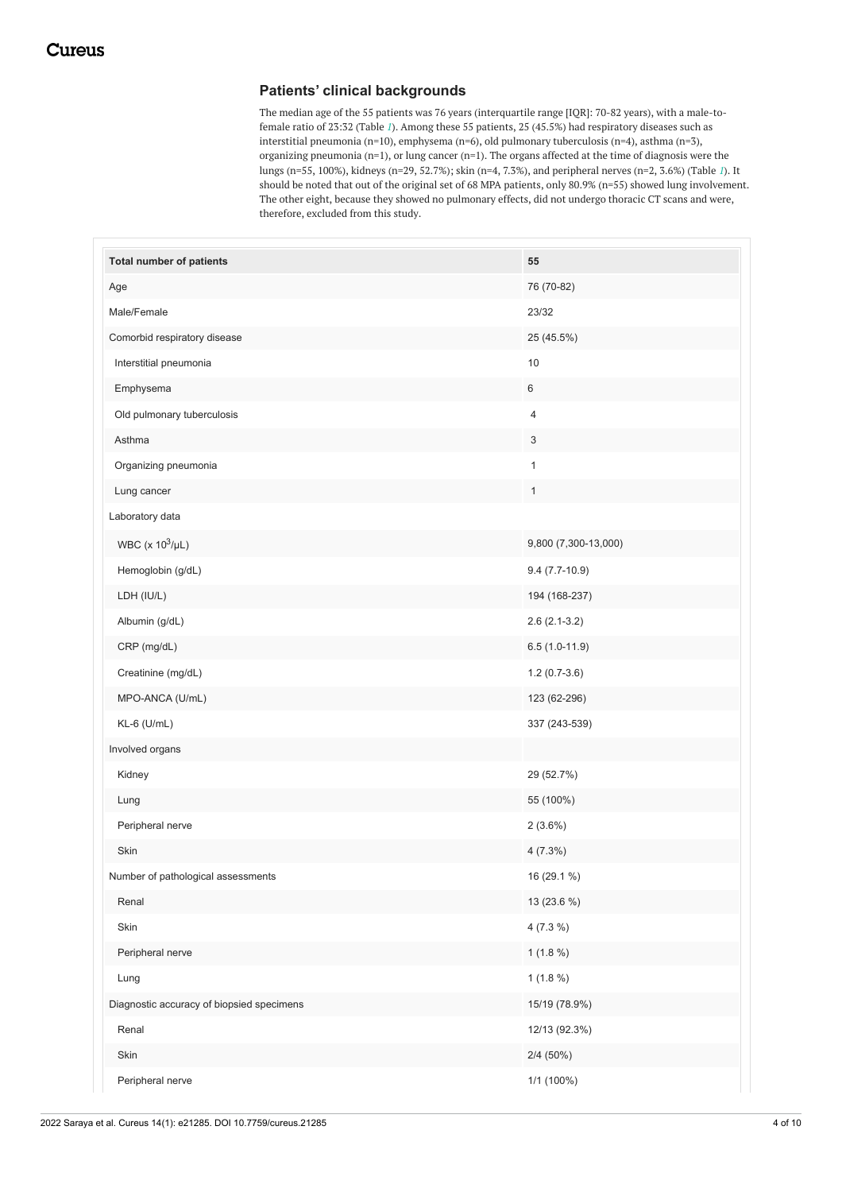## Patients' clinical backgrounds

The median age of the 55 patients was 76 years (interquartile range [IQR]: 70-82 years), with a male-to-female ratio of 23:32 (Table 1). Among these 55 patients, 25 (45.5%) had respiratory diseases such as interstitial pneumonia (n=10), emphysema (n=6), old pulmonary tuberculosis (n=4), asthma (n=3), organizing pneumonia (n=1), or lung cancer (n=1). The organs affected at the time of diagnosis were the lungs (n=55, 100%), kidneys (n=29, 52.7%); skin (n=4, 7.3%), and peripheral nerves (n=2, 3.6%) (Table 1). It should be noted that out of the original set of 68 MPA patients, only 80.9% (n=55) showed lung involvement. The other eight, because they showed no pulmonary effects, did not undergo thoracic CT scans and were, therefore, excluded from this study.

| Total number of patients | 55 |
|---|---|
| Age | 76 (70-82) |
| Male/Female | 23/32 |
| Comorbid respiratory disease | 25 (45.5%) |
| Interstitial pneumonia | 10 |
| Emphysema | 6 |
| Old pulmonary tuberculosis | 4 |
| Asthma | 3 |
| Organizing pneumonia | 1 |
| Lung cancer | 1 |
| Laboratory data | |
| WBC (x $10^3$/μL) | 9,800 (7,300-13,000) |
| Hemoglobin (g/dL) | 9.4 (7.7-10.9) |
| LDH (IU/L) | 194 (168-237) |
| Albumin (g/dL) | 2.6 (2.1-3.2) |
| CRP (mg/dL) | 6.5 (1.0-11.9) |
| Creatinine (mg/dL) | 1.2 (0.7-3.6) |
| MPO-ANCA (U/mL) | 123 (62-296) |
| KL-6 (U/mL) | 337 (243-539) |
| Involved organs | |
| Kidney | 29 (52.7%) |
| Lung | 55 (100%) |
| Peripheral nerve | 2 (3.6%) |
| Skin | 4 (7.3%) |
| Number of pathological assessments | 16 (29.1 %) |
| Renal | 13 (23.6 %) |
| Skin | 4 (7.3 %) |
| Peripheral nerve | 1 (1.8 %) |
| Lung | 1 (1.8 %) |
| Diagnostic accuracy of biopsied specimens | 15/19 (78.9%) |
| Renal | 12/13 (92.3%) |
| Skin | 2/4 (50%) |
| Peripheral nerve | 1/1 (100%) |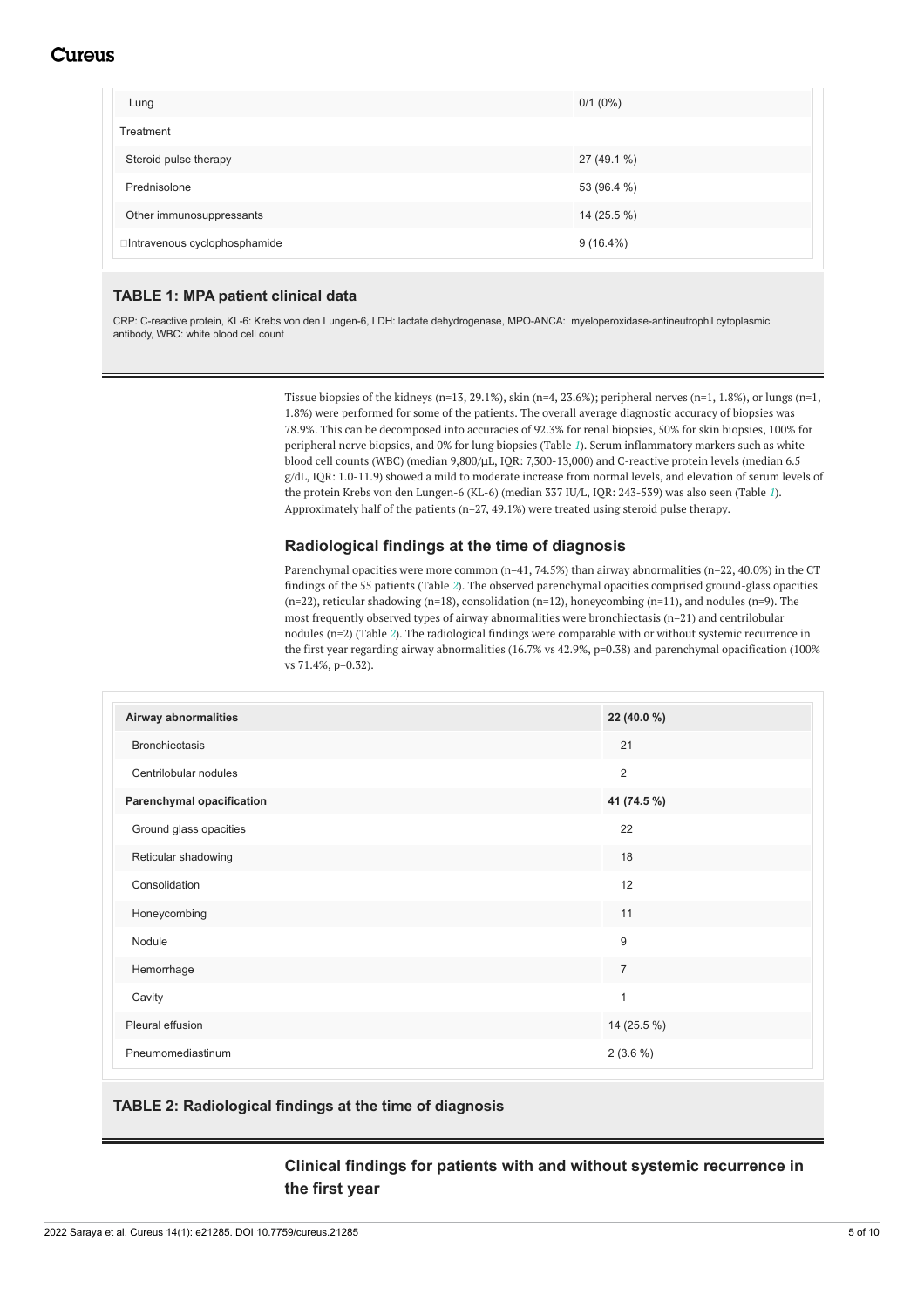| | |
|---|---|
| Lung | 0/1 (0%) |
| Treatment | |
| Steroid pulse therapy | 27 (49.1 %) |
| Prednisolone | 53 (96.4 %) |
| Other immunosuppressants | 14 (25.5 %) |
| Intravenous cyclophosphamide | 9 (16.4%) |

**TABLE 1: MPA patient clinical data**

CRP: C-reactive protein, KL-6: Krebs von den Lungen-6, LDH: lactate dehydrogenase, MPO-ANCA: myeloperoxidase-antineutrophil cytoplasmic antibody, WBC: white blood cell count

Tissue biopsies of the kidneys (n=13, 29.1%), skin (n=4, 23.6%); peripheral nerves (n=1, 1.8%), or lungs (n=1, 1.8%) were performed for some of the patients. The overall average diagnostic accuracy of biopsies was 78.9%. This can be decomposed into accuracies of 92.3% for renal biopsies, 50% for skin biopsies, 100% for peripheral nerve biopsies, and 0% for lung biopsies (Table 1). Serum inflammatory markers such as white blood cell counts (WBC) (median 9,800/μL, IQR: 7,300-13,000) and C-reactive protein levels (median 6.5 g/dL, IQR: 1.0-11.9) showed a mild to moderate increase from normal levels, and elevation of serum levels of the protein Krebs von den Lungen-6 (KL-6) (median 337 IU/L, IQR: 243-539) was also seen (Table 1). Approximately half of the patients (n=27, 49.1%) were treated using steroid pulse therapy.

## Radiological findings at the time of diagnosis

Parenchymal opacities were more common (n=41, 74.5%) than airway abnormalities (n=22, 40.0%) in the CT findings of the 55 patients (Table 2). The observed parenchymal opacities comprised ground-glass opacities (n=22), reticular shadowing (n=18), consolidation (n=12), honeycombing (n=11), and nodules (n=9). The most frequently observed types of airway abnormalities were bronchiectasis (n=21) and centrilobular nodules (n=2) (Table 2). The radiological findings were comparable with or without systemic recurrence in the first year regarding airway abnormalities (16.7% vs 42.9%, p=0.38) and parenchymal opacification (100% vs 71.4%, p=0.32).

| **Airway abnormalities** | **22 (40.0 %)** |
|---|---|
| Bronchiectasis | 21 |
| Centrilobular nodules | 2 |
| **Parenchymal opacification** | **41 (74.5 %)** |
| Ground glass opacities | 22 |
| Reticular shadowing | 18 |
| Consolidation | 12 |
| Honeycombing | 11 |
| Nodule | 9 |
| Hemorrhage | 7 |
| Cavity | 1 |
| Pleural effusion | 14 (25.5 %) |
| Pneumomediastinum | 2 (3.6 %) |

**TABLE 2: Radiological findings at the time of diagnosis**

## Clinical findings for patients with and without systemic recurrence in the first year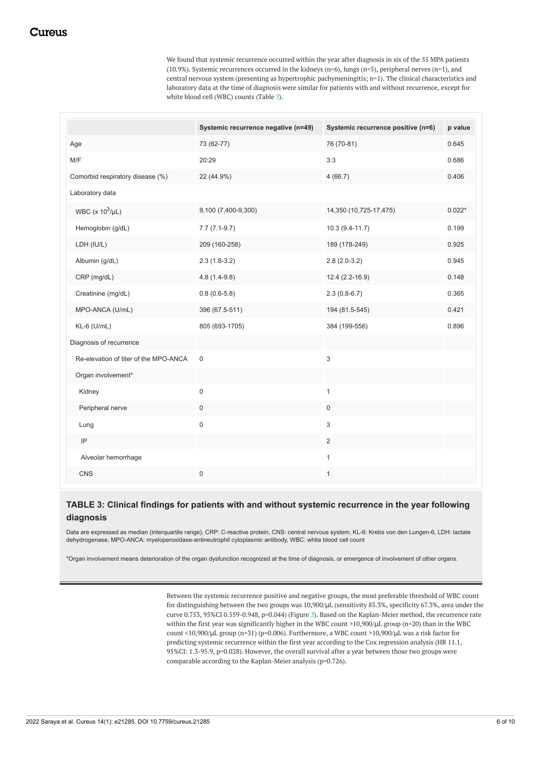We found that systemic recurrence occurred within the year after diagnosis in six of the 55 MPA patients (10.9%). Systemic recurrences occurred in the kidneys (n=6), lungs (n=5), peripheral nerves (n=1), and central nervous system (presenting as hypertrophic pachymeningitis; n=1). The clinical characteristics and laboratory data at the time of diagnosis were similar for patients with and without recurrence, except for white blood cell (WBC) counts (Table 3).

| | Systemic recurrence negative (n=49) | Systemic recurrence positive (n=6) | p value |
|---|---|---|---|
| Age | 73 (62-77) | 76 (70-81) | 0.645 |
| M/F | 20:29 | 3:3 | 0.686 |
| Comorbid respiratory disease (%) | 22 (44.9%) | 4 (66.7) | 0.406 |
| Laboratory data | | | |
| WBC (x $10^3$/μL) | 9,100 (7,400-9,300) | 14,350 (10,725-17,475) | 0.022* |
| Hemoglobin (g/dL) | 7.7 (7.1-9.7) | 10.3 (9.4-11.7) | 0.199 |
| LDH (IU/L) | 209 (160-258) | 189 (178-249) | 0.925 |
| Albumin (g/dL) | 2.3 (1.8-3.2) | 2.8 (2.0-3.2) | 0.945 |
| CRP (mg/dL) | 4.8 (1.4-9.8) | 12.4 (2.2-16.9) | 0.148 |
| Creatinine (mg/dL) | 0.8 (0.6-5.8) | 2.3 (0.8-6.7) | 0.365 |
| MPO-ANCA (U/mL) | 396 (67.5-511) | 194 (81.5-545) | 0.421 |
| KL-6 (U/mL) | 805 (693-1705) | 384 (199-556) | 0.896 |
| Diagnosis of recurrence | | | |
| Re-elevation of titer of the MPO-ANCA | 0 | 3 | |
| Organ involvement* | | | |
| Kidney | 0 | 1 | |
| Peripheral nerve | 0 | 0 | |
| Lung | 0 | 3 | |
| IP | | 2 | |
| Alveolar hemorrhage | | 1 | |
| CNS | 0 | 1 | |

**TABLE 3: Clinical findings for patients with and without systemic recurrence in the year following diagnosis**

Data are expressed as median (interquartile range), CRP: C-reactive protein, CNS: central nervous system, KL-6: Krebs von den Lungen-6, LDH: lactate dehydrogenase, MPO-ANCA: myeloperoxidase-antineutrophil cytoplasmic antibody, WBC: white blood cell count

*Organ involvement means deterioration of the organ dysfunction recognized at the time of diagnosis, or emergence of involvement of other organs.

Between the systemic recurrence positive and negative groups, the most preferable threshold of WBC count for distinguishing between the two groups was 10,900/μL (sensitivity 83.3%, specificity 67.3%, area under the curve 0.753, 95%CI 0.559-0.948, p=0.044) (Figure 3). Based on the Kaplan-Meier method, the recurrence rate within the first year was significantly higher in the WBC count >10,900/μL group (n=20) than in the WBC count <10,900/μL group (n=31) (p=0.006). Furthermore, a WBC count >10,900/μL was a risk factor for predicting systemic recurrence within the first year according to the Cox regression analysis (HR 11.1, 95%CI: 1.3-95.9, p=0.028). However, the overall survival after a year between those two groups were comparable according to the Kaplan-Meier analysis (p=0.726).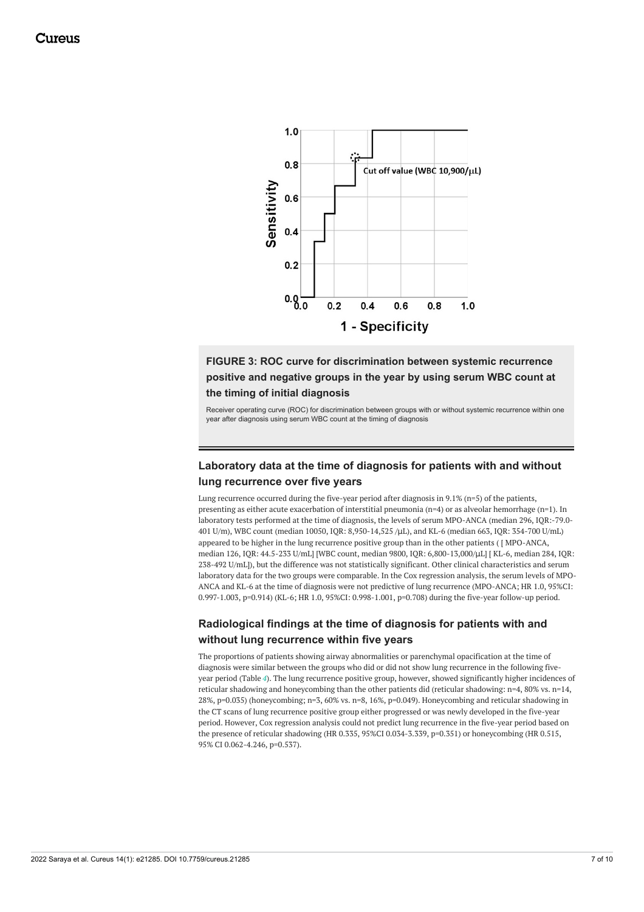**FIGURE 3: ROC curve for discrimination between systemic recurrence positive and negative groups in the year by using serum WBC count at the timing of initial diagnosis**

Receiver operating curve (ROC) for discrimination between groups with or without systemic recurrence within one year after diagnosis using serum WBC count at the timing of diagnosis

### Laboratory data at the time of diagnosis for patients with and without lung recurrence over five years

Lung recurrence occurred during the five-year period after diagnosis in 9.1% (n=5) of the patients, presenting as either acute exacerbation of interstitial pneumonia (n=4) or as alveolar hemorrhage (n=1). In laboratory tests performed at the time of diagnosis, the levels of serum MPO-ANCA (median 296, IQR:-79.0-401 U/m), WBC count (median 10050, IQR: 8,950-14,525 /μL), and KL-6 (median 663, IQR: 354-700 U/mL) appeared to be higher in the lung recurrence positive group than in the other patients ( [ MPO-ANCA, median 126, IQR: 44.5-233 U/mL] [WBC count, median 9800, IQR: 6,800-13,000/μL] [ KL-6, median 284, IQR: 238-492 U/mL]), but the difference was not statistically significant. Other clinical characteristics and serum laboratory data for the two groups were comparable. In the Cox regression analysis, the serum levels of MPO-ANCA and KL-6 at the time of diagnosis were not predictive of lung recurrence (MPO-ANCA; HR 1.0, 95%CI: 0.997-1.003, p=0.914) (KL-6; HR 1.0, 95%CI: 0.998-1.001, p=0.708) during the five-year follow-up period.

### Radiological findings at the time of diagnosis for patients with and without lung recurrence within five years

The proportions of patients showing airway abnormalities or parenchymal opacification at the time of diagnosis were similar between the groups who did or did not show lung recurrence in the following five-year period (Table 4). The lung recurrence positive group, however, showed significantly higher incidences of reticular shadowing and honeycombing than the other patients did (reticular shadowing: n=4, 80% vs. n=14, 28%, p=0.035) (honeycombing; n=3, 60% vs. n=8, 16%, p=0.049). Honeycombing and reticular shadowing in the CT scans of lung recurrence positive group either progressed or was newly developed in the five-year period. However, Cox regression analysis could not predict lung recurrence in the five-year period based on the presence of reticular shadowing (HR 0.335, 95%CI 0.034-3.339, p=0.351) or honeycombing (HR 0.515, 95% CI 0.062-4.246, p=0.537).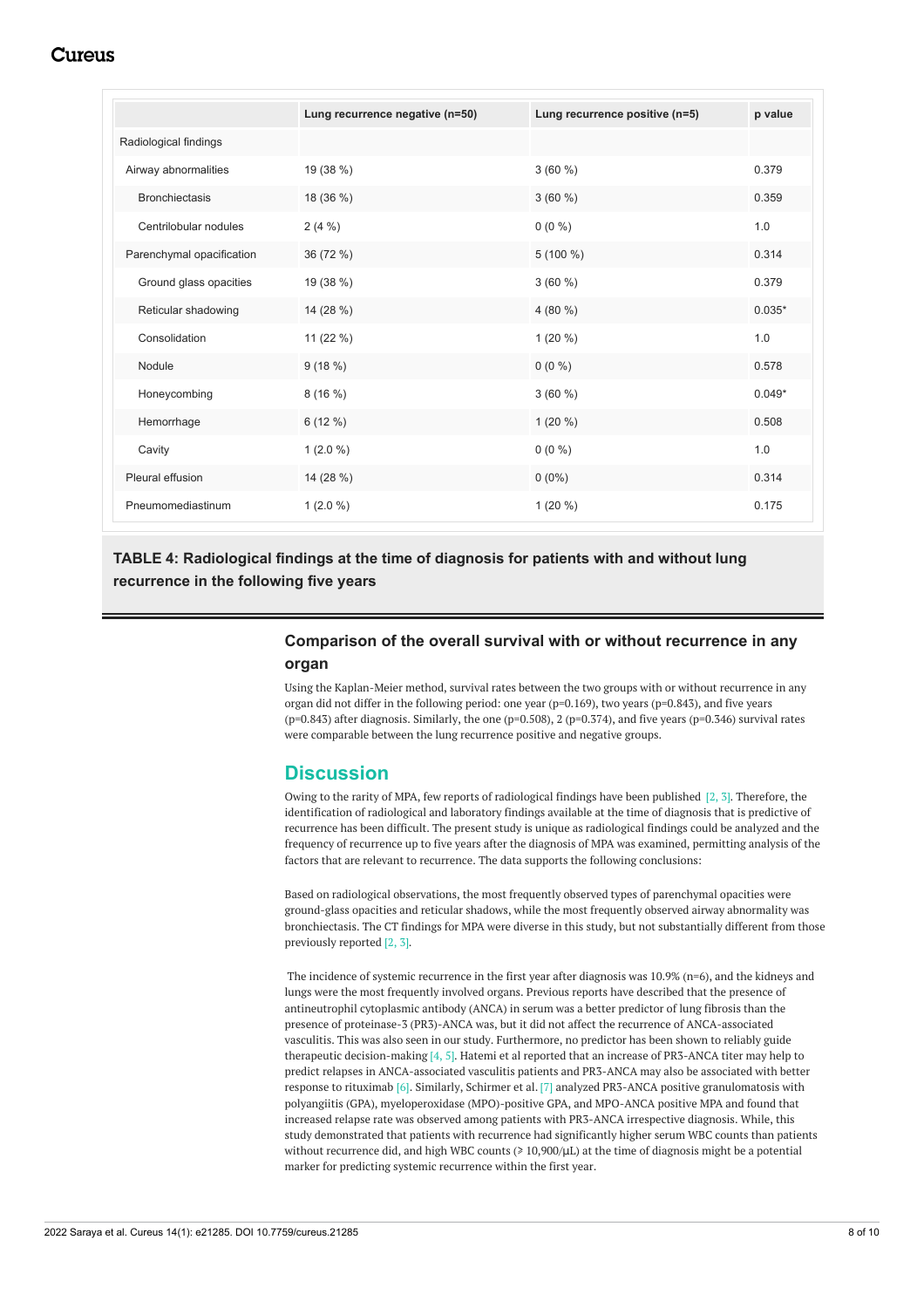|  | Lung recurrence negative (n=50) | Lung recurrence positive (n=5) | p value |
|---|---|---|---|
| Radiological findings |  |  |  |
| Airway abnormalities | 19 (38 %) | 3 (60 %) | 0.379 |
| Bronchiectasis | 18 (36 %) | 3 (60 %) | 0.359 |
| Centrilobular nodules | 2 (4 %) | 0 (0 %) | 1.0 |
| Parenchymal opacification | 36 (72 %) | 5 (100 %) | 0.314 |
| Ground glass opacities | 19 (38 %) | 3 (60 %) | 0.379 |
| Reticular shadowing | 14 (28 %) | 4 (80 %) | 0.035* |
| Consolidation | 11 (22 %) | 1 (20 %) | 1.0 |
| Nodule | 9 (18 %) | 0 (0 %) | 0.578 |
| Honeycombing | 8 (16 %) | 3 (60 %) | 0.049* |
| Hemorrhage | 6 (12 %) | 1 (20 %) | 0.508 |
| Cavity | 1 (2.0 %) | 0 (0 %) | 1.0 |
| Pleural effusion | 14 (28 %) | 0 (0%) | 0.314 |
| Pneumomediastinum | 1 (2.0 %) | 1 (20 %) | 0.175 |

**TABLE 4: Radiological findings at the time of diagnosis for patients with and without lung recurrence in the following five years**

### Comparison of the overall survival with or without recurrence in any organ

Using the Kaplan-Meier method, survival rates between the two groups with or without recurrence in any organ did not differ in the following period: one year ($p=0.169$), two years ($p=0.843$), and five years ($p=0.843$) after diagnosis. Similarly, the one ($p=0.508$), 2 ($p=0.374$), and five years ($p=0.346$) survival rates were comparable between the lung recurrence positive and negative groups.

## Discussion

Owing to the rarity of MPA, few reports of radiological findings have been published [2, 3]. Therefore, the identification of radiological and laboratory findings available at the time of diagnosis that is predictive of recurrence has been difficult. The present study is unique as radiological findings could be analyzed and the frequency of recurrence up to five years after the diagnosis of MPA was examined, permitting analysis of the factors that are relevant to recurrence. The data supports the following conclusions:

Based on radiological observations, the most frequently observed types of parenchymal opacities were ground-glass opacities and reticular shadows, while the most frequently observed airway abnormality was bronchiectasis. The CT findings for MPA were diverse in this study, but not substantially different from those previously reported [2, 3].

The incidence of systemic recurrence in the first year after diagnosis was 10.9% (n=6), and the kidneys and lungs were the most frequently involved organs. Previous reports have described that the presence of antineutrophil cytoplasmic antibody (ANCA) in serum was a better predictor of lung fibrosis than the presence of proteinase-3 (PR3)-ANCA was, but it did not affect the recurrence of ANCA-associated vasculitis. This was also seen in our study. Furthermore, no predictor has been shown to reliably guide therapeutic decision-making [4, 5]. Hatemi et al reported that an increase of PR3-ANCA titer may help to predict relapses in ANCA-associated vasculitis patients and PR3-ANCA may also be associated with better response to rituximab [6]. Similarly, Schirmer et al. [7] analyzed PR3-ANCA positive granulomatosis with polyangiitis (GPA), myeloperoxidase (MPO)-positive GPA, and MPO-ANCA positive MPA and found that increased relapse rate was observed among patients with PR3-ANCA irrespective diagnosis. While, this study demonstrated that patients with recurrence had significantly higher serum WBC counts than patients without recurrence did, and high WBC counts (⩾ 10,900/μL) at the time of diagnosis might be a potential marker for predicting systemic recurrence within the first year.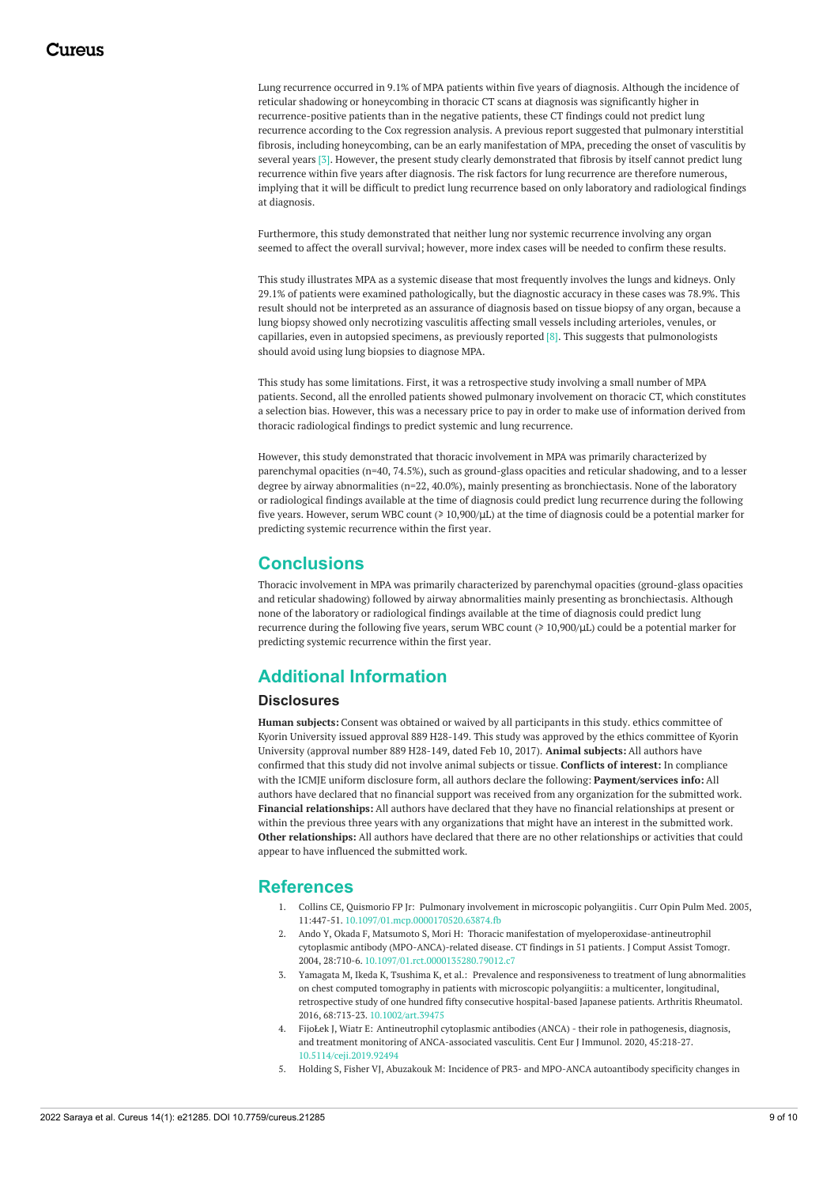Lung recurrence occurred in 9.1% of MPA patients within five years of diagnosis. Although the incidence of reticular shadowing or honeycombing in thoracic CT scans at diagnosis was significantly higher in recurrence-positive patients than in the negative patients, these CT findings could not predict lung recurrence according to the Cox regression analysis. A previous report suggested that pulmonary interstitial fibrosis, including honeycombing, can be an early manifestation of MPA, preceding the onset of vasculitis by several years [3]. However, the present study clearly demonstrated that fibrosis by itself cannot predict lung recurrence within five years after diagnosis. The risk factors for lung recurrence are therefore numerous, implying that it will be difficult to predict lung recurrence based on only laboratory and radiological findings at diagnosis.

Furthermore, this study demonstrated that neither lung nor systemic recurrence involving any organ seemed to affect the overall survival; however, more index cases will be needed to confirm these results.

This study illustrates MPA as a systemic disease that most frequently involves the lungs and kidneys. Only 29.1% of patients were examined pathologically, but the diagnostic accuracy in these cases was 78.9%. This result should not be interpreted as an assurance of diagnosis based on tissue biopsy of any organ, because a lung biopsy showed only necrotizing vasculitis affecting small vessels including arterioles, venules, or capillaries, even in autopsied specimens, as previously reported [8]. This suggests that pulmonologists should avoid using lung biopsies to diagnose MPA.

This study has some limitations. First, it was a retrospective study involving a small number of MPA patients. Second, all the enrolled patients showed pulmonary involvement on thoracic CT, which constitutes a selection bias. However, this was a necessary price to pay in order to make use of information derived from thoracic radiological findings to predict systemic and lung recurrence.

However, this study demonstrated that thoracic involvement in MPA was primarily characterized by parenchymal opacities (n=40, 74.5%), such as ground-glass opacities and reticular shadowing, and to a lesser degree by airway abnormalities (n=22, 40.0%), mainly presenting as bronchiectasis. None of the laboratory or radiological findings available at the time of diagnosis could predict lung recurrence during the following five years. However, serum WBC count (≥ 10,900/μL) at the time of diagnosis could be a potential marker for predicting systemic recurrence within the first year.

## Conclusions

Thoracic involvement in MPA was primarily characterized by parenchymal opacities (ground-glass opacities and reticular shadowing) followed by airway abnormalities mainly presenting as bronchiectasis. Although none of the laboratory or radiological findings available at the time of diagnosis could predict lung recurrence during the following five years, serum WBC count (≥ 10,900/μL) could be a potential marker for predicting systemic recurrence within the first year.

## Additional Information

### Disclosures

**Human subjects:** Consent was obtained or waived by all participants in this study. ethics committee of Kyorin University issued approval 889 H28-149. This study was approved by the ethics committee of Kyorin University (approval number 889 H28-149, dated Feb 10, 2017). **Animal subjects:** All authors have confirmed that this study did not involve animal subjects or tissue. **Conflicts of interest:** In compliance with the ICMJE uniform disclosure form, all authors declare the following: **Payment/services info:** All authors have declared that no financial support was received from any organization for the submitted work. **Financial relationships:** All authors have declared that they have no financial relationships at present or within the previous three years with any organizations that might have an interest in the submitted work. **Other relationships:** All authors have declared that there are no other relationships or activities that could appear to have influenced the submitted work.

## References

1. Collins CE, Quismorio FP Jr: Pulmonary involvement in microscopic polyangiitis . Curr Opin Pulm Med. 2005, 11:447-51. 10.1097/01.mcp.0000170520.63874.fb
2. Ando Y, Okada F, Matsumoto S, Mori H: Thoracic manifestation of myeloperoxidase-antineutrophil cytoplasmic antibody (MPO-ANCA)-related disease. CT findings in 51 patients. J Comput Assist Tomogr. 2004, 28:710-6. 10.1097/01.rct.0000135280.79012.c7
3. Yamagata M, Ikeda K, Tsushima K, et al.: Prevalence and responsiveness to treatment of lung abnormalities on chest computed tomography in patients with microscopic polyangiitis: a multicenter, longitudinal, retrospective study of one hundred fifty consecutive hospital-based Japanese patients. Arthritis Rheumatol. 2016, 68:713-23. 10.1002/art.39475
4. FijoŁek J, Wiatr E: Antineutrophil cytoplasmic antibodies (ANCA) - their role in pathogenesis, diagnosis, and treatment monitoring of ANCA-associated vasculitis. Cent Eur J Immunol. 2020, 45:218-27. 10.5114/ceji.2019.92494
5. Holding S, Fisher VJ, Abuzakouk M: Incidence of PR3- and MPO-ANCA autoantibody specificity changes in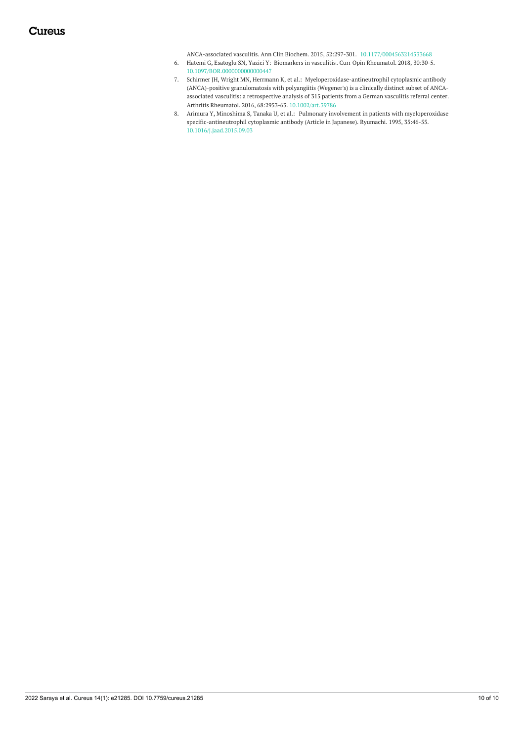ANCA-associated vasculitis. Ann Clin Biochem. 2015, 52:297-301. 10.1177/0004563214533668

6. Hatemi G, Esatoglu SN, Yazici Y: Biomarkers in vasculitis. Curr Opin Rheumatol. 2018, 30:30-5. 10.1097/BOR.0000000000000447
7. Schirmer JH, Wright MN, Herrmann K, et al.: Myeloperoxidase-antineutrophil cytoplasmic antibody (ANCA)-positive granulomatosis with polyangiitis (Wegener's) is a clinically distinct subset of ANCA-associated vasculitis: a retrospective analysis of 315 patients from a German vasculitis referral center. Arthritis Rheumatol. 2016, 68:2953-63. 10.1002/art.39786
8. Arimura Y, Minoshima S, Tanaka U, et al.: Pulmonary involvement in patients with myeloperoxidase specific-antineutrophil cytoplasmic antibody (Article in Japanese). Ryumachi. 1995, 35:46-55. 10.1016/j.jaad.2015.09.03